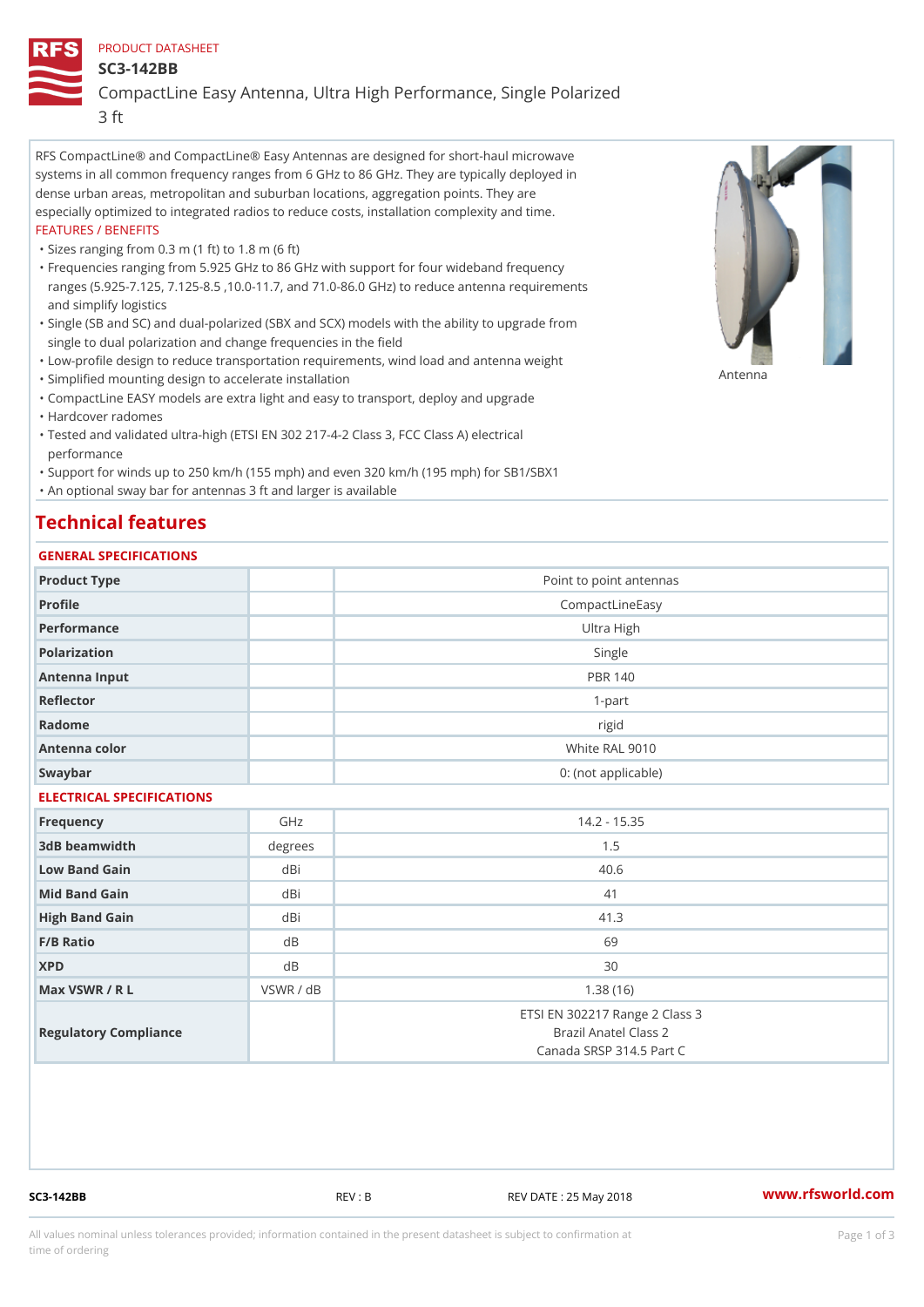PRODUCT DATASHEET

# SC3-142BB

## CompactLine Easy Antenna, Ultra High Performance, Single Polarized 3 ft

RFS CompactLine® and CompactLine® Easy Antennas are designed for short-haul microwave systems in all common frequency ranges from 6 GHz to 86 GHz. They are typically deployed in dense urban areas, metropolitan and suburban locations, aggregation points. They are especially optimized to integrated radios to reduce costs, installation complexity and time.

FEATURES / BENEFITS

- Sizes ranging from 0.3 m (1 ft) to 1.8 m (6 ft)
- Frequencies ranging from 5.925 GHz to 86 GHz with support for four wideband frequency ranges (5.925-7.125, 7.125-8.5 ,10.0-11.7, and 71.0-86.0 GHz) to reduce antenna requirements and simplify logistics
- Single (SB and SC) and dual-polarized (SBX and SCX) models with the ability to upgrade from single to dual polarization and change frequencies in the field
- Low-profile design to reduce transportation requirements, wind load and antenna weight
- Simplified mounting design to accelerate installation
- CompactLine EASY models are extra light and easy to transport, deploy and upgrade
- Hardcover radomes
- Tested and validated ultra-high (ETSI EN 302 217-4-2 Class 3, FCC Class A) electrical performance
- Support for winds up to 250 km/h (155 mph) and even 320 km/h (195 mph) for SB1/SBX1
- An optional sway bar for antennas 3 ft and larger is available

Antenna

# Technical features

GENERAL SPECIFICATIONS

| | | |
|---|---|---|
| Product Type | | Point to point antennas |
| Profile | | CompactLineEasy |
| Performance | | Ultra High |
| Polarization | | Single |
| Antenna Input | | PBR 140 |
| Reflector | | 1-part |
| Radome | | rigid |
| Antenna color | | White RAL 9010 |
| Swaybar | | 0: (not applicable) |

ELECTRICAL SPECIFICATIONS

| | | |
|---|---|---|
| Frequency | GHz | 14.2 - 15.35 |
| 3dB beamwidth | degrees | 1.5 |
| Low Band Gain | dBi | 40.6 |
| Mid Band Gain | dBi | 41 |
| High Band Gain | dBi | 41.3 |
| F/B Ratio | dB | 69 |
| XPD | dB | 30 |
| Max VSWR / R L | VSWR / dB | 1.38 (16) |
| Regulatory Compliance | | ETSI EN 302217 Range 2 Class 3<br>Brazil Anatel Class 2<br>Canada SRSP 314.5 Part C |

SC3-142BB REV : B REV DATE : 25 May 2018 www.rfsworld.com

All values nominal unless tolerances provided; information contained in the present datasheet is subject to confirmation at time of ordering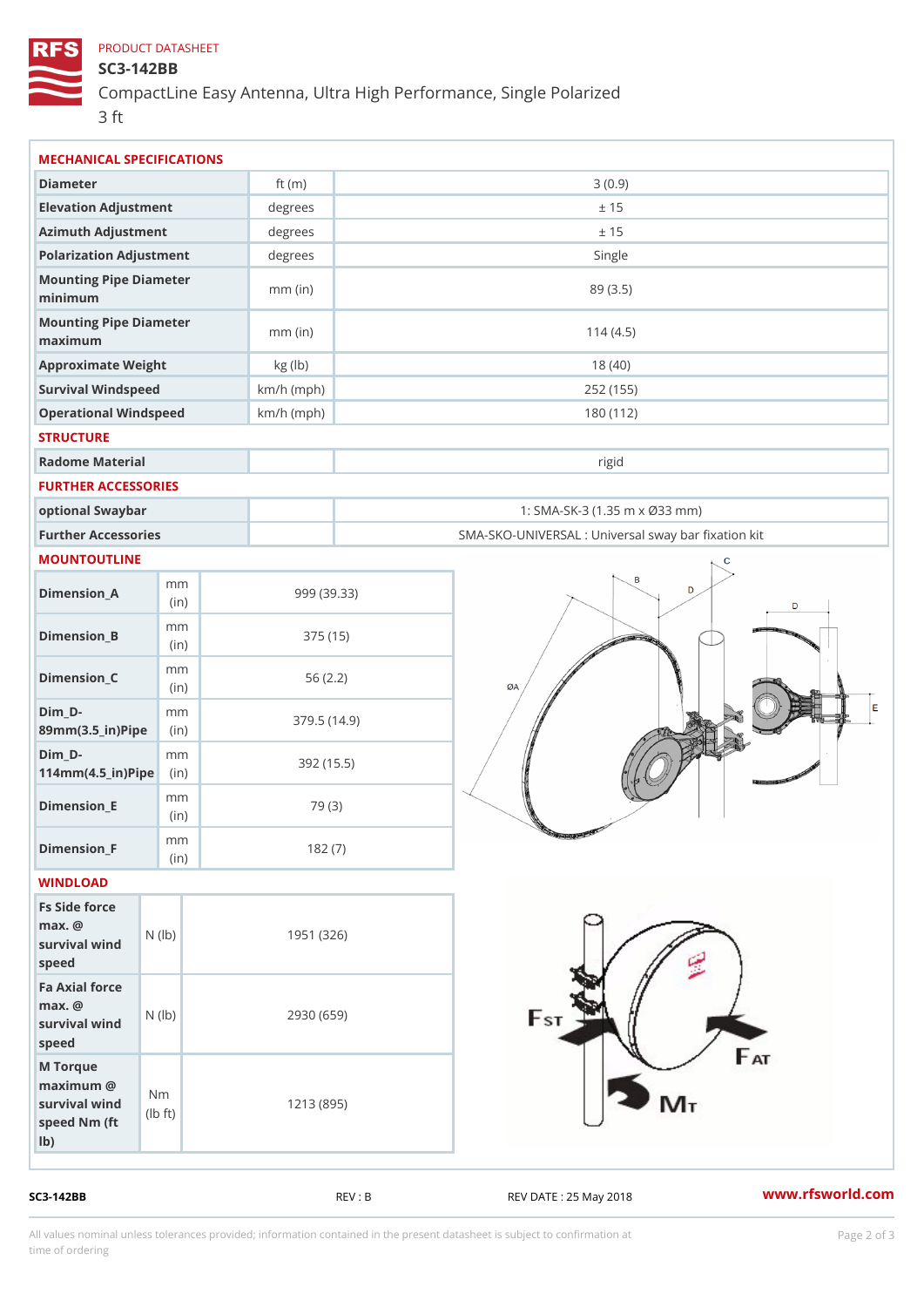PRODUCT DATASHEET

# SC3-142BB

CompactLine Easy Antenna, Ultra High Performance, Single Polarized 3 ft

## MECHANICAL SPECIFICATIONS

| | | |
|---|---|---|
| Diameter | ft (m) | 3 (0.9) |
| Elevation Adjustment | degrees | ± 15 |
| Azimuth Adjustment | degrees | ± 15 |
| Polarization Adjustment | degrees | Single |
| Mounting Pipe Diameter minimum | mm (in) | 89 (3.5) |
| Mounting Pipe Diameter maximum | mm (in) | 114 (4.5) |
| Approximate Weight | kg (lb) | 18 (40) |
| Survival Windspeed | km/h (mph) | 252 (155) |
| Operational Windspeed | km/h (mph) | 180 (112) |

## STRUCTURE

| | | |
|---|---|---|
| Radome Material | | rigid |

## FURTHER ACCESSORIES

| | | |
|---|---|---|
| optional Swaybar | | 1: SMA-SK-3 (1.35 m x Ø33 mm) |
| Further Accessories | | SMA-SKO-UNIVERSAL : Universal sway bar fixation kit |

## MOUNTOUTLINE

| | | |
|---|---|---|
| Dimension_A | mm (in) | 999 (39.33) |
| Dimension_B | mm (in) | 375 (15) |
| Dimension_C | mm (in) | 56 (2.2) |
| Dim_D-89mm(3.5_in)Pipe | mm (in) | 379.5 (14.9) |
| Dim_D-114mm(4.5_in)Pipe | mm (in) | 392 (15.5) |
| Dimension_E | mm (in) | 79 (3) |
| Dimension_F | mm (in) | 182 (7) |

## WINDLOAD

| | | |
|---|---|---|
| Fs Side force max. @ survival wind speed | N (lb) | 1951 (326) |
| Fa Axial force max. @ survival wind speed | N (lb) | 2930 (659) |
| M Torque maximum @ survival wind speed Nm (ft lb) | Nm (lb ft) | 1213 (895) |

SC3-142BB REV : B REV DATE : 25 May 2018 www.rfsworld.com

All values nominal unless tolerances provided; information contained in the present datasheet is subject to confirmation at time of ordering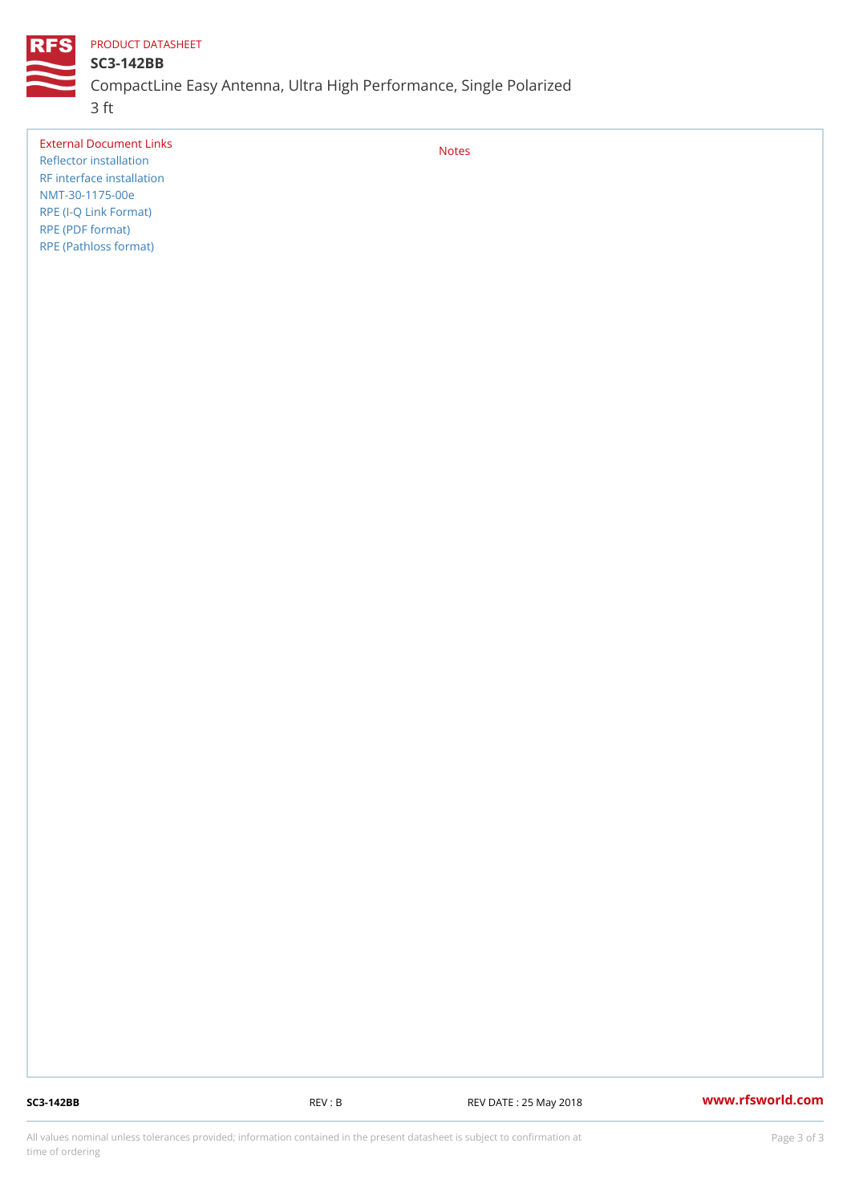PRODUCT DATASHEET

# SC3-142BB

## CompactLine Easy Antenna, Ultra High Performance, Single Polarized 3 ft

**External Document Links**

- Reflector installation
- RF interface installation
- NMT-30-1175-00e
- RPE (I-Q Link Format)
- RPE (PDF format)
- RPE (Pathloss format)

**Notes**

SC3-142BB REV : B REV DATE : 25 May 2018 www.rfsworld.com

All values nominal unless tolerances provided; information contained in the present datasheet is subject to confirmation at time of ordering